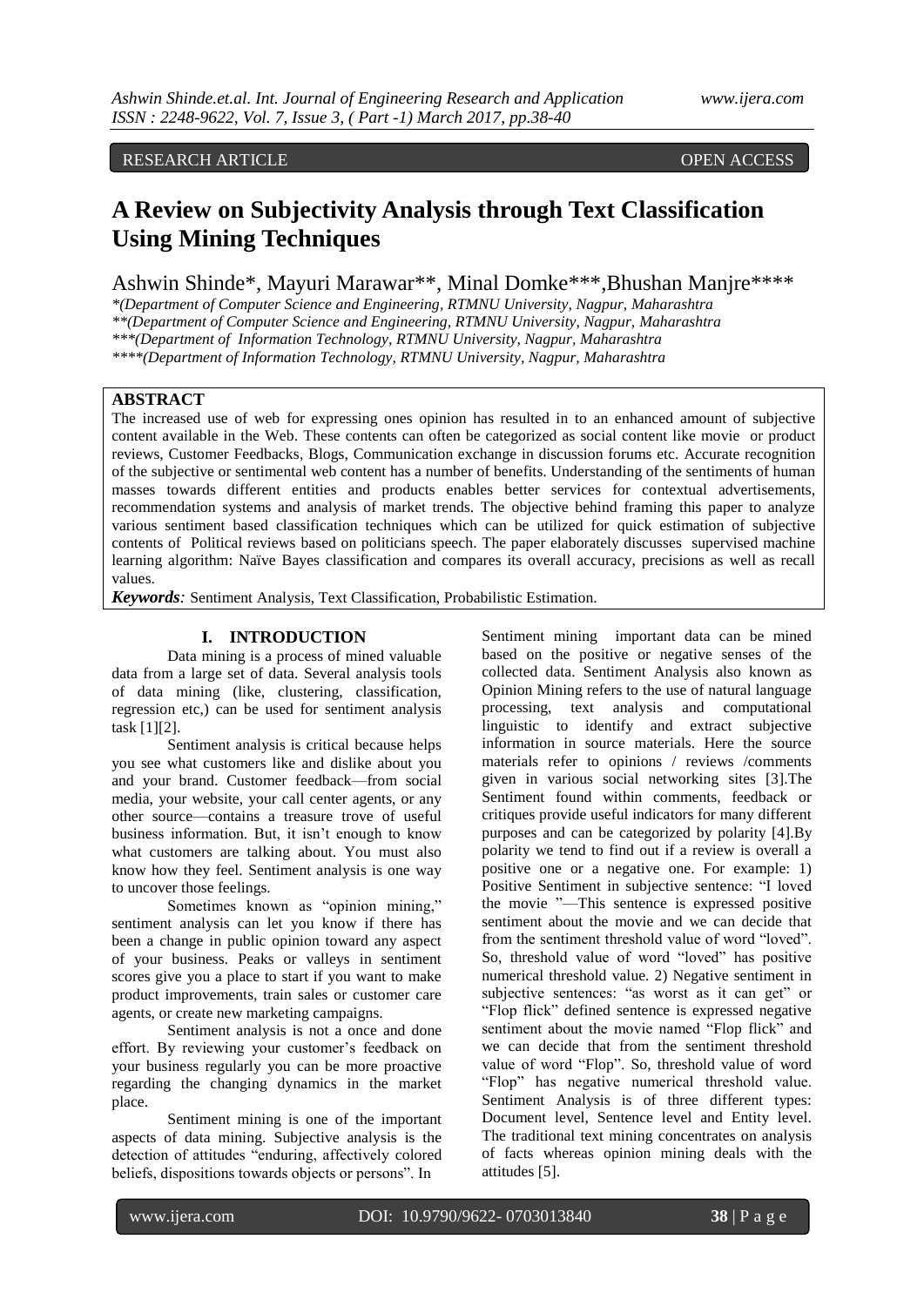RESEARCH ARTICLE OPEN ACCESS

# A Review on Subjectivity Analysis through Text Classification Using Mining Techniques

Ashwin Shinde*, Mayuri Marawar**, Minal Domke***,Bhushan Manjre****

*(Department of Computer Science and Engineering, RTMNU University, Nagpur, Maharashtra
**(Department of Computer Science and Engineering, RTMNU University, Nagpur, Maharashtra
***(Department of Information Technology, RTMNU University, Nagpur, Maharashtra
****(Department of Information Technology, RTMNU University, Nagpur, Maharashtra

## ABSTRACT

The increased use of web for expressing ones opinion has resulted in to an enhanced amount of subjective content available in the Web. These contents can often be categorized as social content like movie or product reviews, Customer Feedbacks, Blogs, Communication exchange in discussion forums etc. Accurate recognition of the subjective or sentimental web content has a number of benefits. Understanding of the sentiments of human masses towards different entities and products enables better services for contextual advertisements, recommendation systems and analysis of market trends. The objective behind framing this paper to analyze various sentiment based classification techniques which can be utilized for quick estimation of subjective contents of Political reviews based on politicians speech. The paper elaborately discusses supervised machine learning algorithm: Naïve Bayes classification and compares its overall accuracy, precisions as well as recall values.

***Keywords:*** Sentiment Analysis, Text Classification, Probabilistic Estimation.

## I. INTRODUCTION

Data mining is a process of mined valuable data from a large set of data. Several analysis tools of data mining (like, clustering, classification, regression etc,) can be used for sentiment analysis task [1][2].

Sentiment analysis is critical because helps you see what customers like and dislike about you and your brand. Customer feedback—from social media, your website, your call center agents, or any other source—contains a treasure trove of useful business information. But, it isn't enough to know what customers are talking about. You must also know how they feel. Sentiment analysis is one way to uncover those feelings.

Sometimes known as "opinion mining," sentiment analysis can let you know if there has been a change in public opinion toward any aspect of your business. Peaks or valleys in sentiment scores give you a place to start if you want to make product improvements, train sales or customer care agents, or create new marketing campaigns.

Sentiment analysis is not a once and done effort. By reviewing your customer's feedback on your business regularly you can be more proactive regarding the changing dynamics in the market place.

Sentiment mining is one of the important aspects of data mining. Subjective analysis is the detection of attitudes "enduring, affectively colored beliefs, dispositions towards objects or persons". In Sentiment mining important data can be mined based on the positive or negative senses of the collected data. Sentiment Analysis also known as Opinion Mining refers to the use of natural language processing, text analysis and computational linguistic to identify and extract subjective information in source materials. Here the source materials refer to opinions / reviews /comments given in various social networking sites [3].The Sentiment found within comments, feedback or critiques provide useful indicators for many different purposes and can be categorized by polarity [4].By polarity we tend to find out if a review is overall a positive one or a negative one. For example: 1) Positive Sentiment in subjective sentence: "I loved the movie "—This sentence is expressed positive sentiment about the movie and we can decide that from the sentiment threshold value of word "loved". So, threshold value of word "loved" has positive numerical threshold value. 2) Negative sentiment in subjective sentences: "as worst as it can get" or "Flop flick" defined sentence is expressed negative sentiment about the movie named "Flop flick" and we can decide that from the sentiment threshold value of word "Flop". So, threshold value of word "Flop" has negative numerical threshold value. Sentiment Analysis is of three different types: Document level, Sentence level and Entity level. The traditional text mining concentrates on analysis of facts whereas opinion mining deals with the attitudes [5].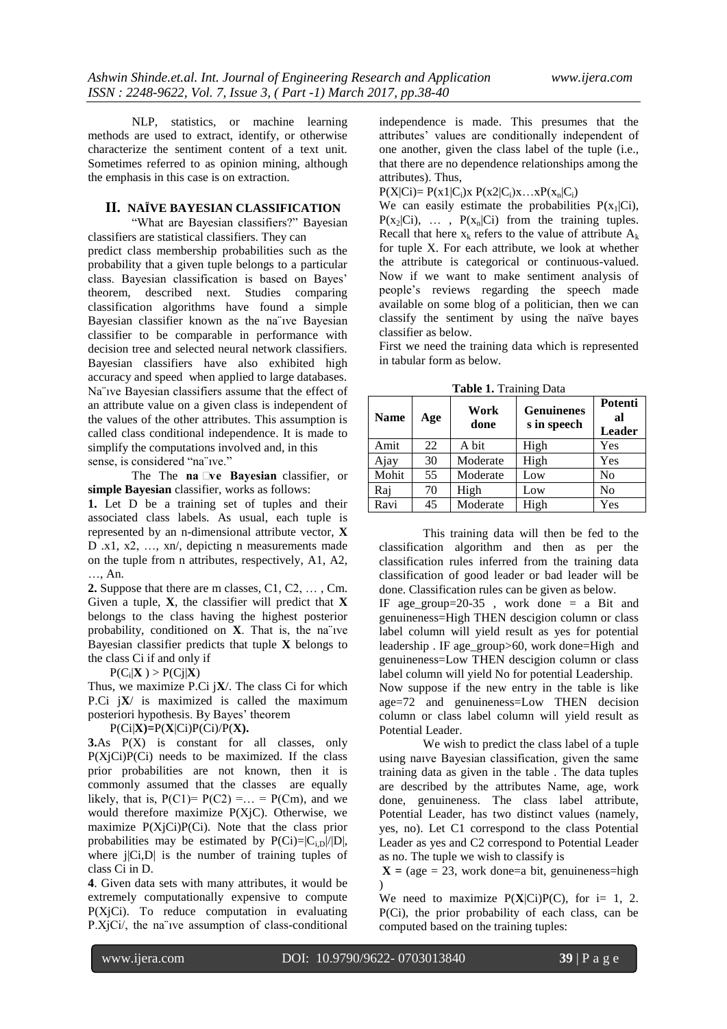NLP, statistics, or machine learning methods are used to extract, identify, or otherwise characterize the sentiment content of a text unit. Sometimes referred to as opinion mining, although the emphasis in this case is on extraction.

## II. NAÏVE BAYESIAN CLASSIFICATION

"What are Bayesian classifiers?" Bayesian classifiers are statistical classifiers. They can predict class membership probabilities such as the probability that a given tuple belongs to a particular class. Bayesian classification is based on Bayes' theorem, described next. Studies comparing classification algorithms have found a simple Bayesian classifier known as the na¨ıve Bayesian classifier to be comparable in performance with decision tree and selected neural network classifiers. Bayesian classifiers have also exhibited high accuracy and speed when applied to large databases. Na¨ıve Bayesian classifiers assume that the effect of an attribute value on a given class is independent of the values of the other attributes. This assumption is called class conditional independence. It is made to simplify the computations involved and, in this sense, is considered "na¨ıve."

The The **na ve Bayesian** classifier, or **simple Bayesian** classifier, works as follows:

**1.** Let D be a training set of tuples and their associated class labels. As usual, each tuple is represented by an n-dimensional attribute vector, **X** D .x1, x2, …, xn/, depicting n measurements made on the tuple from n attributes, respectively, A1, A2, …, An.

**2.** Suppose that there are m classes, C1, C2, … , Cm. Given a tuple, **X**, the classifier will predict that **X** belongs to the class having the highest posterior probability, conditioned on **X**. That is, the na¨ıve Bayesian classifier predicts that tuple **X** belongs to the class Ci if and only if

$P(C_i|\mathbf{X}) > P(Cj|\mathbf{X})$

Thus, we maximize P.Ci j**X**/. The class Ci for which P.Ci j**X**/ is maximized is called the maximum posteriori hypothesis. By Bayes' theorem

$P(Ci|\mathbf{X})=P(\mathbf{X}|Ci)P(Ci)/P(\mathbf{X}).$

**3.** As P(X) is constant for all classes, only P(XjCi)P(Ci) needs to be maximized. If the class prior probabilities are not known, then it is commonly assumed that the classes are equally likely, that is, P(C1)= P(C2) =… = P(Cm), and we would therefore maximize P(XjC). Otherwise, we maximize P(XjCi)P(Ci). Note that the class prior probabilities may be estimated by $P(Ci)=|C_{i,D}|/|D|$, where j|Ci,D| is the number of training tuples of class Ci in D.

**4**. Given data sets with many attributes, it would be extremely computationally expensive to compute P(XjCi). To reduce computation in evaluating P.XjCi/, the na¨ıve assumption of class-conditional independence is made. This presumes that the attributes' values are conditionally independent of one another, given the class label of the tuple (i.e., that there are no dependence relationships among the attributes). Thus,

$P(X|Ci)= P(x1|C_i)x\ P(x2|C_i)x…xP(x_n|C_i)$

We can easily estimate the probabilities $P(x_1|Ci)$, $P(x_2|Ci)$, … , $P(x_n|Ci)$ from the training tuples. Recall that here $x_k$ refers to the value of attribute $A_k$ for tuple X. For each attribute, we look at whether the attribute is categorical or continuous-valued. Now if we want to make sentiment analysis of people's reviews regarding the speech made available on some blog of a politician, then we can classify the sentiment by using the naïve bayes classifier as below.

First we need the training data which is represented in tabular form as below.

**Table 1.** Training Data

| Name | Age | Work done | Genuineness in speech | Potential Leader |
|---|---|---|---|---|
| Amit | 22 | A bit | High | Yes |
| Ajay | 30 | Moderate | High | Yes |
| Mohit | 55 | Moderate | Low | No |
| Raj | 70 | High | Low | No |
| Ravi | 45 | Moderate | High | Yes |

This training data will then be fed to the classification algorithm and then as per the classification rules inferred from the training data classification of good leader or bad leader will be done. Classification rules can be given as below.

IF age_group=20-35 , work done = a Bit and genuineness=High THEN descigion column or class label column will yield result as yes for potential leadership . IF age_group>60, work done=High and genuineness=Low THEN descigion column or class label column will yield No for potential Leadership.

Now suppose if the new entry in the table is like age=72 and genuineness=Low THEN decision column or class label column will yield result as Potential Leader.

We wish to predict the class label of a tuple using naıve Bayesian classification, given the same training data as given in the table . The data tuples are described by the attributes Name, age, work done, genuineness. The class label attribute, Potential Leader, has two distinct values (namely, yes, no). Let C1 correspond to the class Potential Leader as yes and C2 correspond to Potential Leader as no. The tuple we wish to classify is

**X** = (age = 23, work done=a bit, genuineness=high )

We need to maximize $P(\mathbf{X}|Ci)P(C)$, for i= 1, 2. P(Ci), the prior probability of each class, can be computed based on the training tuples: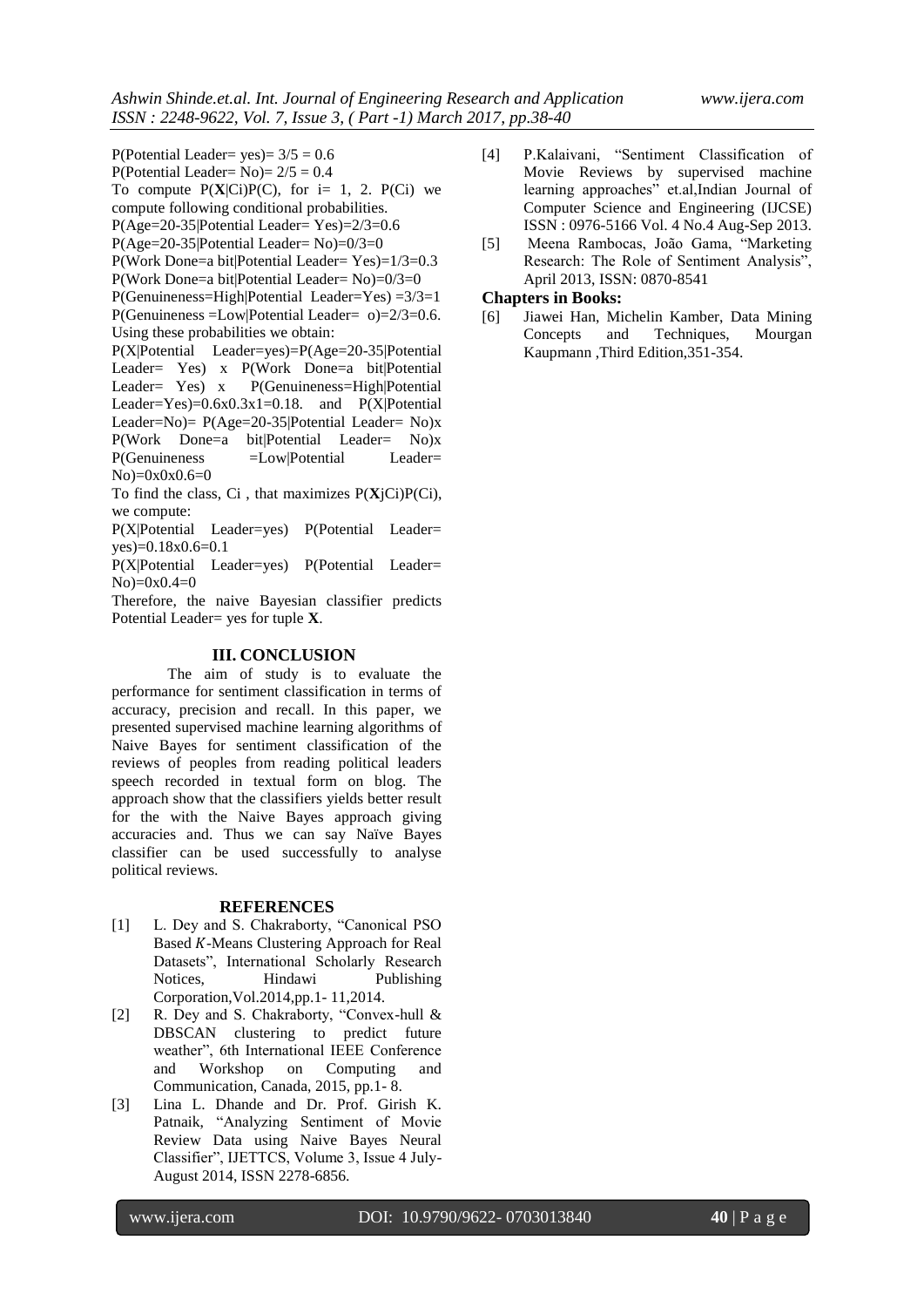P(Potential Leader= yes)= 3/5 = 0.6

P(Potential Leader= No)= 2/5 = 0.4

To compute P(**X**|Ci)P(C), for i= 1, 2. P(Ci) we compute following conditional probabilities.

P(Age=20-35|Potential Leader= Yes)=2/3=0.6

P(Age=20-35|Potential Leader= No)=0/3=0

P(Work Done=a bit|Potential Leader= Yes)=1/3=0.3

P(Work Done=a bit|Potential Leader= No)=0/3=0

P(Genuineness=High|Potential Leader=Yes) =3/3=1

P(Genuineness =Low|Potential Leader= o)=2/3=0.6.

Using these probabilities we obtain:

P(X|Potential Leader=yes)=P(Age=20-35|Potential Leader= Yes) x P(Work Done=a bit|Potential Leader= Yes) x P(Genuineness=High|Potential Leader=Yes)=0.6x0.3x1=0.18. and P(X|Potential Leader=No)= P(Age=20-35|Potential Leader= No)x P(Work Done=a bit|Potential Leader= No)x P(Genuineness =Low|Potential Leader= No)=0x0x0.6=0

To find the class, Ci , that maximizes P(**X**jCi)P(Ci), we compute:

P(X|Potential Leader=yes) P(Potential Leader= yes)=0.18x0.6=0.1

P(X|Potential Leader=yes) P(Potential Leader= No)=0x0.4=0

Therefore, the naive Bayesian classifier predicts Potential Leader= yes for tuple **X**.

## III. CONCLUSION

The aim of study is to evaluate the performance for sentiment classification in terms of accuracy, precision and recall. In this paper, we presented supervised machine learning algorithms of Naive Bayes for sentiment classification of the reviews of peoples from reading political leaders speech recorded in textual form on blog. The approach show that the classifiers yields better result for the with the Naive Bayes approach giving accuracies and. Thus we can say Naïve Bayes classifier can be used successfully to analyse political reviews.

## REFERENCES

[1] L. Dey and S. Chakraborty, "Canonical PSO Based *K*-Means Clustering Approach for Real Datasets", International Scholarly Research Notices, Hindawi Publishing Corporation,Vol.2014,pp.1- 11,2014.

[2] R. Dey and S. Chakraborty, "Convex-hull & DBSCAN clustering to predict future weather", 6th International IEEE Conference and Workshop on Computing and Communication, Canada, 2015, pp.1- 8.

[3] Lina L. Dhande and Dr. Prof. Girish K. Patnaik, "Analyzing Sentiment of Movie Review Data using Naive Bayes Neural Classifier", IJETTCS, Volume 3, Issue 4 July-August 2014, ISSN 2278-6856.

[4] P.Kalaivani, "Sentiment Classification of Movie Reviews by supervised machine learning approaches" et.al,Indian Journal of Computer Science and Engineering (IJCSE) ISSN : 0976-5166 Vol. 4 No.4 Aug-Sep 2013.

[5] Meena Rambocas, João Gama, "Marketing Research: The Role of Sentiment Analysis", April 2013, ISSN: 0870-8541

**Chapters in Books:**

[6] Jiawei Han, Michelin Kamber, Data Mining Concepts and Techniques, Mourgan Kaupmann ,Third Edition,351-354.